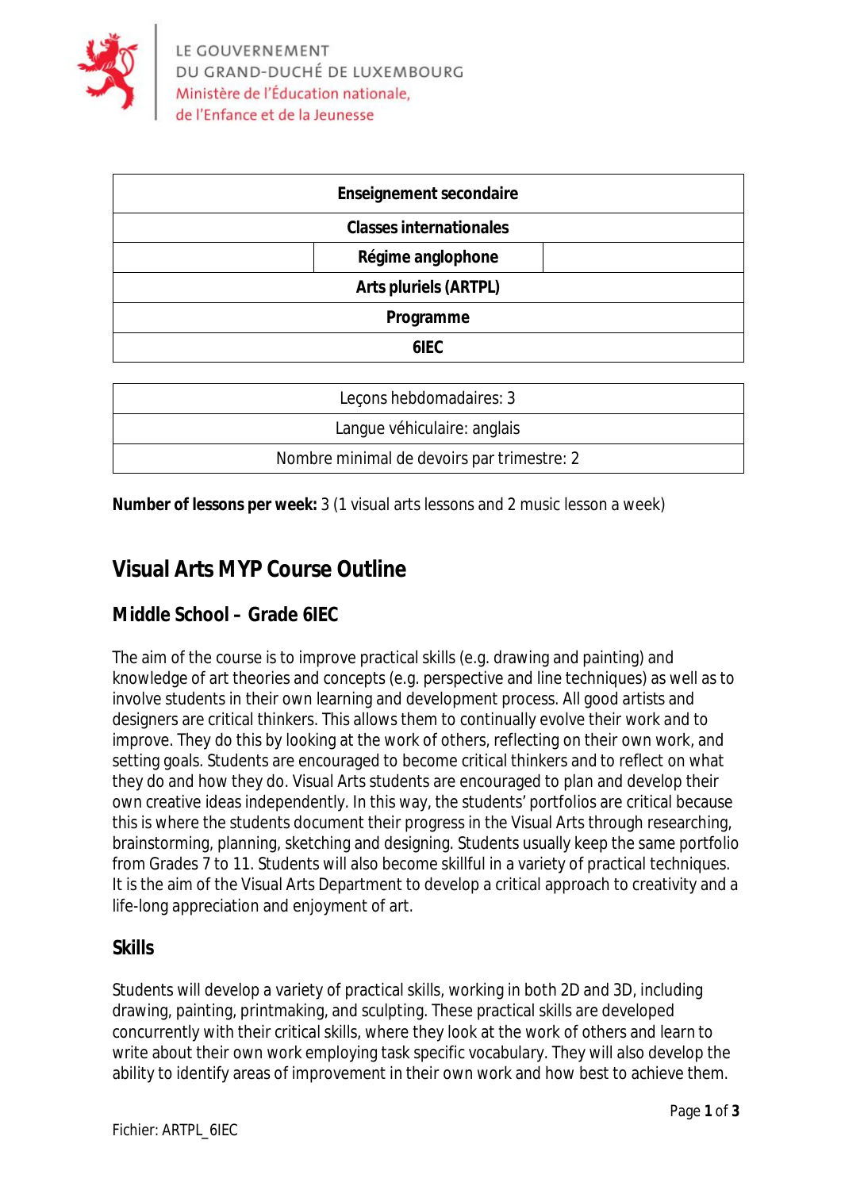LE GOUVERNEMENT
DU GRAND-DUCHÉ DE LUXEMBOURG
Ministère de l'Éducation nationale,
de l'Enfance et de la Jeunesse

| Enseignement secondaire |
|---|
| Classes internationales |
| Régime anglophone |
| Arts pluriels (ARTPL) |
| Programme |
| 6IEC |

| Leçons hebdomadaires: 3 |
|---|
| Langue véhiculaire: anglais |
| Nombre minimal de devoirs par trimestre: 2 |

**Number of lessons per week:** 3 (1 visual arts lessons and 2 music lesson a week)

# Visual Arts MYP Course Outline

## Middle School – Grade 6IEC

The aim of the course is to improve practical skills (e.g. drawing and painting) and knowledge of art theories and concepts (e.g. perspective and line techniques) as well as to involve students in their own learning and development process. All good artists and designers are critical thinkers. This allows them to continually evolve their work and to improve. They do this by looking at the work of others, reflecting on their own work, and setting goals. Students are encouraged to become critical thinkers and to reflect on what they do and how they do. Visual Arts students are encouraged to plan and develop their own creative ideas independently. In this way, the students' portfolios are critical because this is where the students document their progress in the Visual Arts through researching, brainstorming, planning, sketching and designing. Students usually keep the same portfolio from Grades 7 to 11. Students will also become skillful in a variety of practical techniques. It is the aim of the Visual Arts Department to develop a critical approach to creativity and a life-long appreciation and enjoyment of art.

## Skills

Students will develop a variety of practical skills, working in both 2D and 3D, including drawing, painting, printmaking, and sculpting. These practical skills are developed concurrently with their critical skills, where they look at the work of others and learn to write about their own work employing task specific vocabulary. They will also develop the ability to identify areas of improvement in their own work and how best to achieve them.

Fichier: ARTPL_6IEC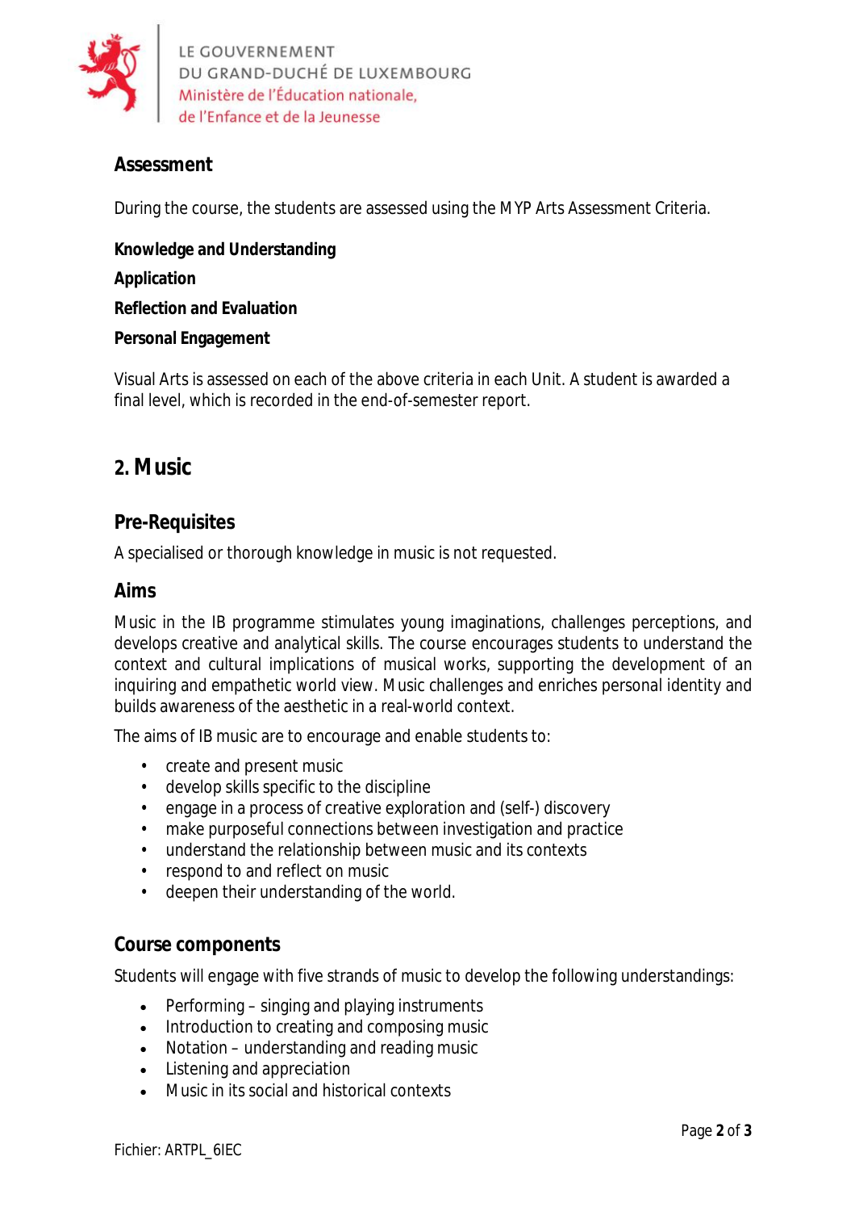### Assessment

During the course, the students are assessed using the MYP Arts Assessment Criteria.

**Knowledge and Understanding**

**Application**

**Reflection and Evaluation**

**Personal Engagement**

Visual Arts is assessed on each of the above criteria in each Unit. A student is awarded a final level, which is recorded in the end-of-semester report.

## 2. Music

### Pre-Requisites

A specialised or thorough knowledge in music is not requested.

### Aims

Music in the IB programme stimulates young imaginations, challenges perceptions, and develops creative and analytical skills. The course encourages students to understand the context and cultural implications of musical works, supporting the development of an inquiring and empathetic world view. Music challenges and enriches personal identity and builds awareness of the aesthetic in a real-world context.

The aims of IB music are to encourage and enable students to:

- create and present music
- develop skills specific to the discipline
- engage in a process of creative exploration and (self-) discovery
- make purposeful connections between investigation and practice
- understand the relationship between music and its contexts
- respond to and reflect on music
- deepen their understanding of the world.

### Course components

Students will engage with five strands of music to develop the following understandings:

- Performing – singing and playing instruments
- Introduction to creating and composing music
- Notation – understanding and reading music
- Listening and appreciation
- Music in its social and historical contexts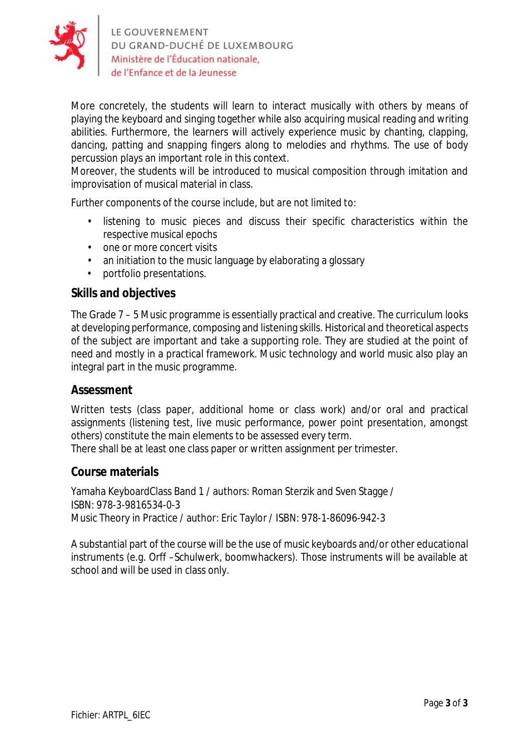More concretely, the students will learn to interact musically with others by means of playing the keyboard and singing together while also acquiring musical reading and writing abilities. Furthermore, the learners will actively experience music by chanting, clapping, dancing, patting and snapping fingers along to melodies and rhythms. The use of body percussion plays an important role in this context.
Moreover, the students will be introduced to musical composition through imitation and improvisation of musical material in class.

Further components of the course include, but are not limited to:

- listening to music pieces and discuss their specific characteristics within the respective musical epochs
- one or more concert visits
- an initiation to the music language by elaborating a glossary
- portfolio presentations.

## Skills and objectives

The Grade 7 – 5 Music programme is essentially practical and creative. The curriculum looks at developing performance, composing and listening skills. Historical and theoretical aspects of the subject are important and take a supporting role. They are studied at the point of need and mostly in a practical framework. Music technology and world music also play an integral part in the music programme.

## Assessment

Written tests (class paper, additional home or class work) and/or oral and practical assignments (listening test, live music performance, power point presentation, amongst others) constitute the main elements to be assessed every term.
There shall be at least one class paper or written assignment per trimester.

## Course materials

Yamaha KeyboardClass Band 1 / authors: Roman Sterzik and Sven Stagge /
ISBN: 978-3-9816534-0-3
Music Theory in Practice / author: Eric Taylor / ISBN: 978-1-86096-942-3

A substantial part of the course will be the use of music keyboards and/or other educational instruments (e.g. Orff –Schulwerk, boomwhackers). Those instruments will be available at school and will be used in class only.